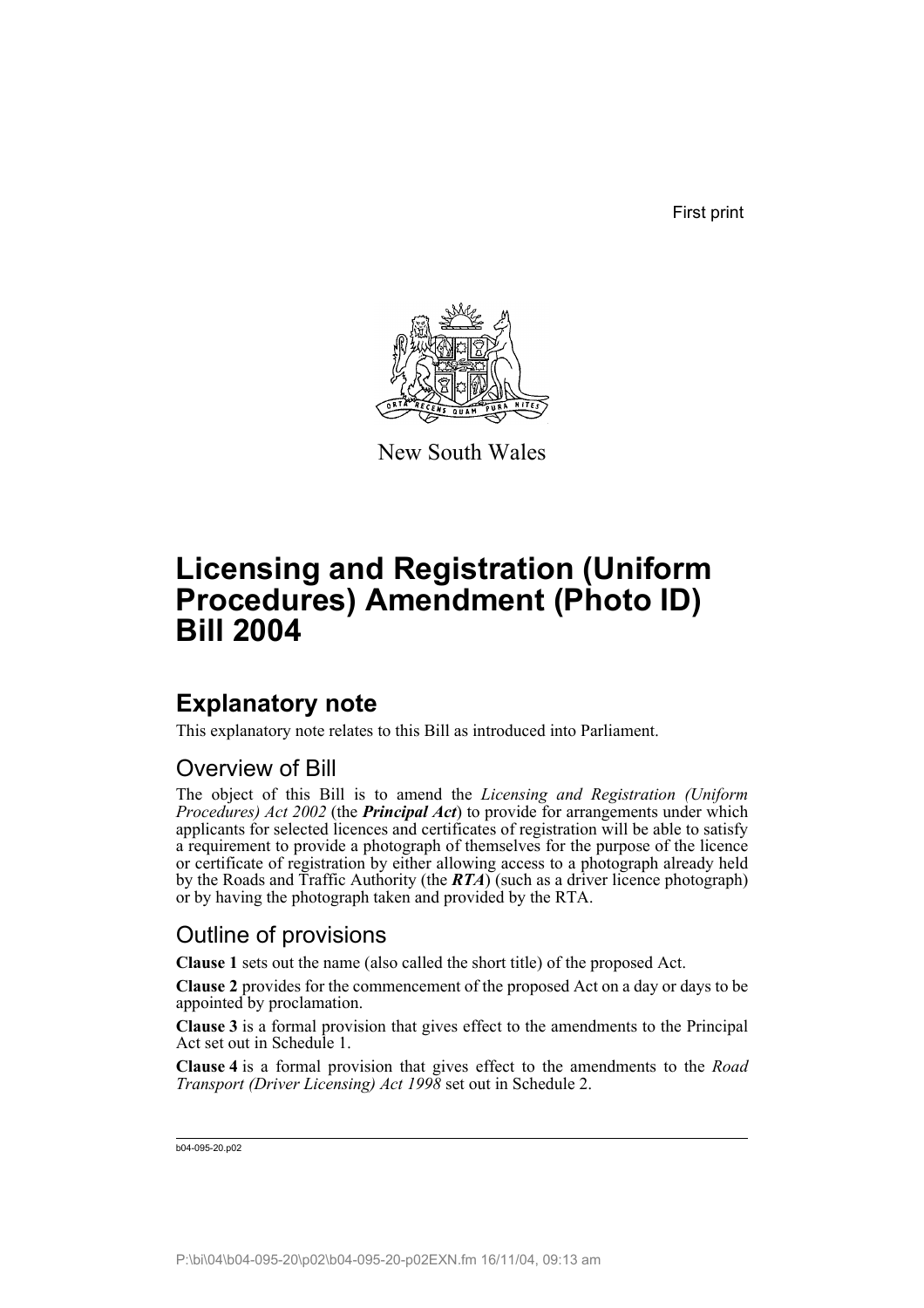First print

New South Wales

# Licensing and Registration (Uniform Procedures) Amendment (Photo ID) Bill 2004

## Explanatory note

This explanatory note relates to this Bill as introduced into Parliament.

### Overview of Bill

The object of this Bill is to amend the *Licensing and Registration (Uniform Procedures) Act 2002* (the ***Principal Act***) to provide for arrangements under which applicants for selected licences and certificates of registration will be able to satisfy a requirement to provide a photograph of themselves for the purpose of the licence or certificate of registration by either allowing access to a photograph already held by the Roads and Traffic Authority (the ***RTA***) (such as a driver licence photograph) or by having the photograph taken and provided by the RTA.

### Outline of provisions

**Clause 1** sets out the name (also called the short title) of the proposed Act.

**Clause 2** provides for the commencement of the proposed Act on a day or days to be appointed by proclamation.

**Clause 3** is a formal provision that gives effect to the amendments to the Principal Act set out in Schedule 1.

**Clause 4** is a formal provision that gives effect to the amendments to the *Road Transport (Driver Licensing) Act 1998* set out in Schedule 2.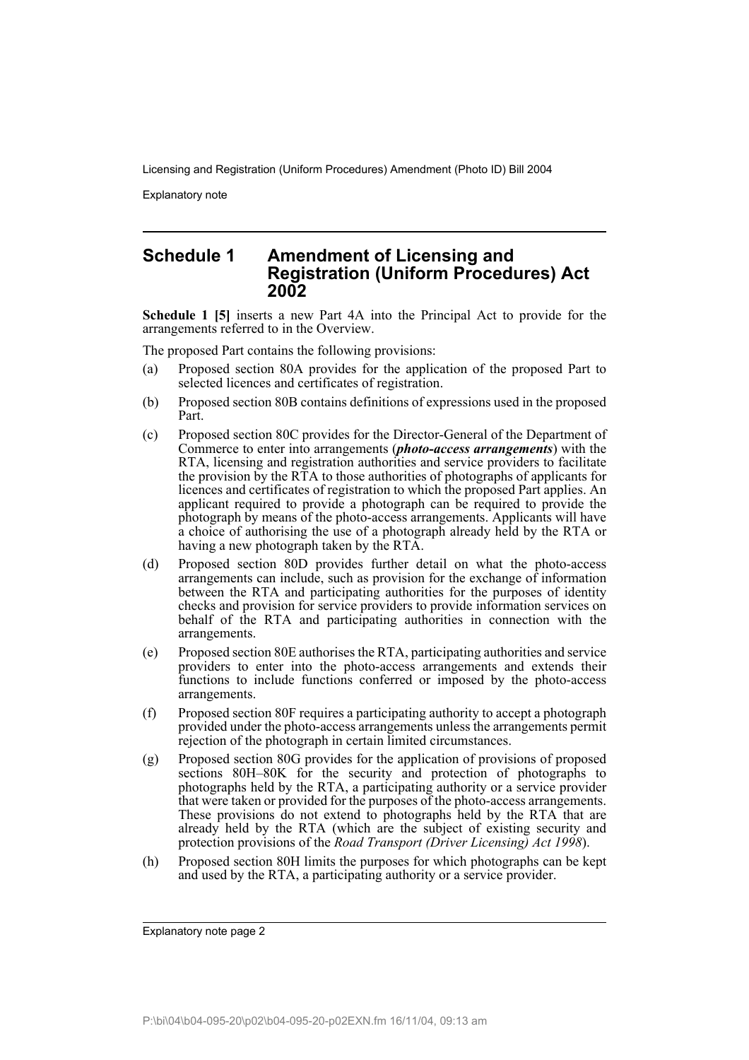## Schedule 1 Amendment of Licensing and Registration (Uniform Procedures) Act 2002

**Schedule 1 [5]** inserts a new Part 4A into the Principal Act to provide for the arrangements referred to in the Overview.

The proposed Part contains the following provisions:

(a) Proposed section 80A provides for the application of the proposed Part to selected licences and certificates of registration.

(b) Proposed section 80B contains definitions of expressions used in the proposed Part.

(c) Proposed section 80C provides for the Director-General of the Department of Commerce to enter into arrangements (***photo-access arrangements***) with the RTA, licensing and registration authorities and service providers to facilitate the provision by the RTA to those authorities of photographs of applicants for licences and certificates of registration to which the proposed Part applies. An applicant required to provide a photograph can be required to provide the photograph by means of the photo-access arrangements. Applicants will have a choice of authorising the use of a photograph already held by the RTA or having a new photograph taken by the RTA.

(d) Proposed section 80D provides further detail on what the photo-access arrangements can include, such as provision for the exchange of information between the RTA and participating authorities for the purposes of identity checks and provision for service providers to provide information services on behalf of the RTA and participating authorities in connection with the arrangements.

(e) Proposed section 80E authorises the RTA, participating authorities and service providers to enter into the photo-access arrangements and extends their functions to include functions conferred or imposed by the photo-access arrangements.

(f) Proposed section 80F requires a participating authority to accept a photograph provided under the photo-access arrangements unless the arrangements permit rejection of the photograph in certain limited circumstances.

(g) Proposed section 80G provides for the application of provisions of proposed sections 80H–80K for the security and protection of photographs to photographs held by the RTA, a participating authority or a service provider that were taken or provided for the purposes of the photo-access arrangements. These provisions do not extend to photographs held by the RTA that are already held by the RTA (which are the subject of existing security and protection provisions of the *Road Transport (Driver Licensing) Act 1998*).

(h) Proposed section 80H limits the purposes for which photographs can be kept and used by the RTA, a participating authority or a service provider.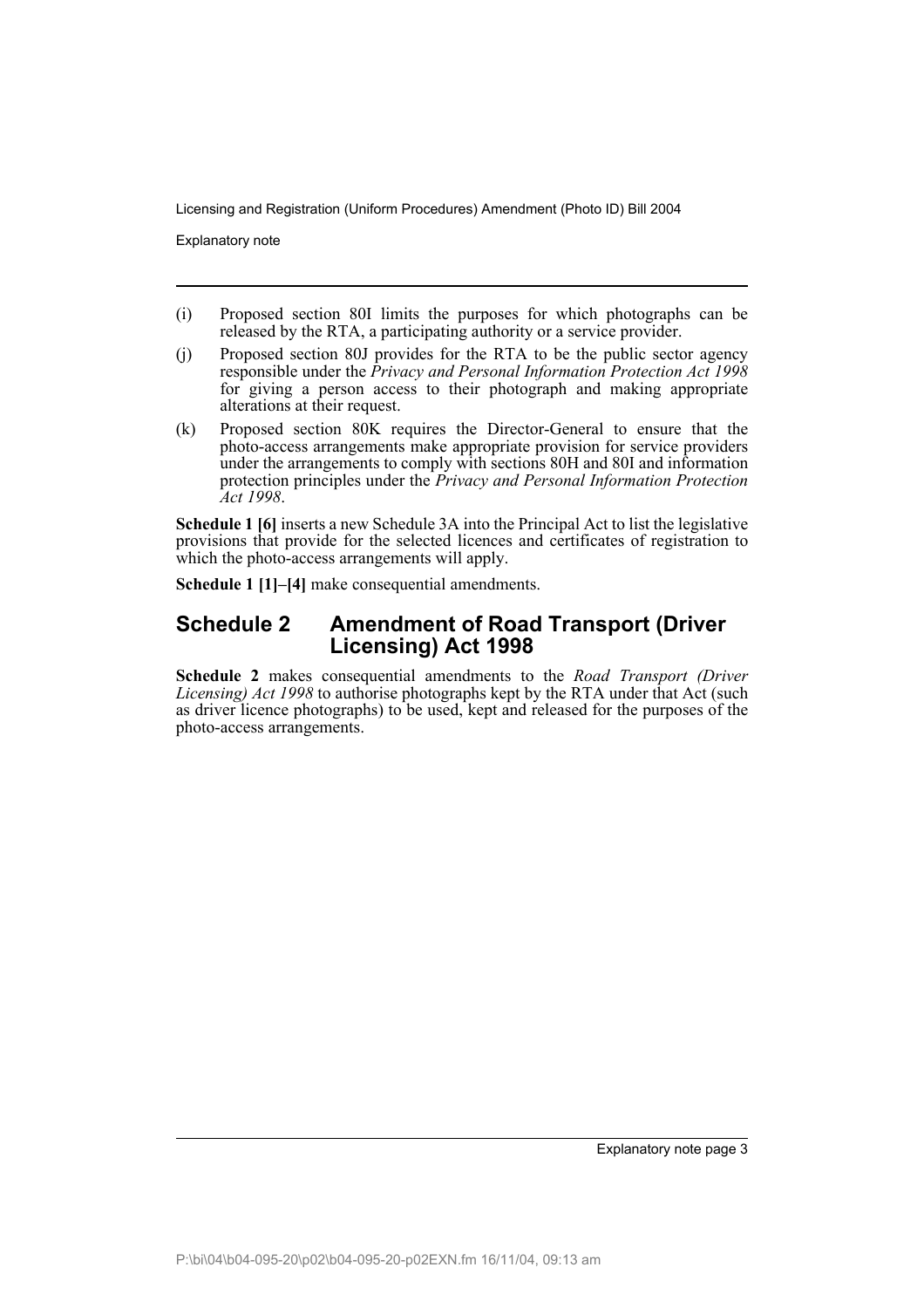(i) Proposed section 80I limits the purposes for which photographs can be released by the RTA, a participating authority or a service provider.

(j) Proposed section 80J provides for the RTA to be the public sector agency responsible under the *Privacy and Personal Information Protection Act 1998* for giving a person access to their photograph and making appropriate alterations at their request.

(k) Proposed section 80K requires the Director-General to ensure that the photo-access arrangements make appropriate provision for service providers under the arrangements to comply with sections 80H and 80I and information protection principles under the *Privacy and Personal Information Protection Act 1998*.

**Schedule 1 [6]** inserts a new Schedule 3A into the Principal Act to list the legislative provisions that provide for the selected licences and certificates of registration to which the photo-access arrangements will apply.

**Schedule 1 [1]–[4]** make consequential amendments.

## Schedule 2 Amendment of Road Transport (Driver Licensing) Act 1998

**Schedule 2** makes consequential amendments to the *Road Transport (Driver Licensing) Act 1998* to authorise photographs kept by the RTA under that Act (such as driver licence photographs) to be used, kept and released for the purposes of the photo-access arrangements.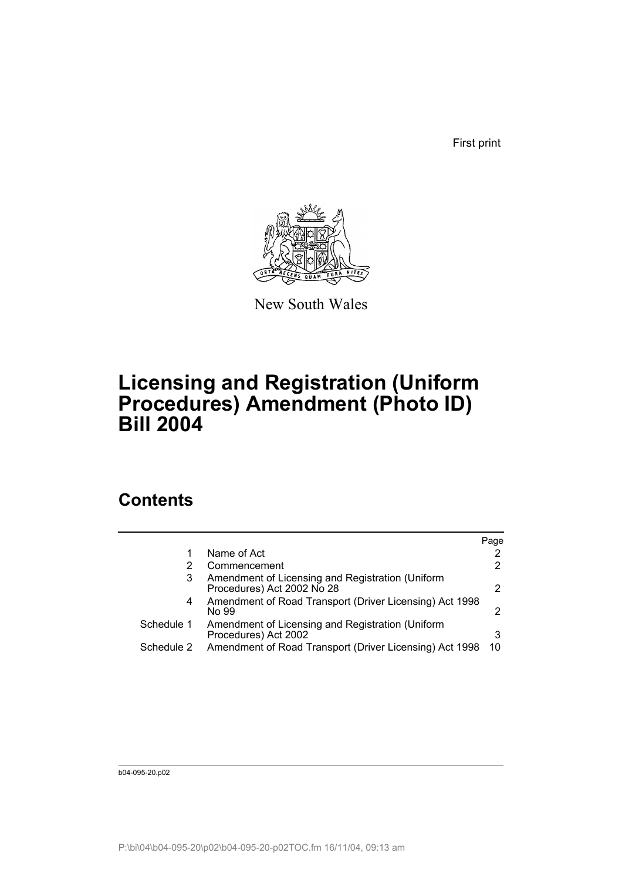First print

New South Wales

# Licensing and Registration (Uniform Procedures) Amendment (Photo ID) Bill 2004

## Contents

| | | Page |
|---|---|---|
| 1 | Name of Act | 2 |
| 2 | Commencement | 2 |
| 3 | Amendment of Licensing and Registration (Uniform Procedures) Act 2002 No 28 | 2 |
| 4 | Amendment of Road Transport (Driver Licensing) Act 1998 No 99 | 2 |
| Schedule 1 | Amendment of Licensing and Registration (Uniform Procedures) Act 2002 | 3 |
| Schedule 2 | Amendment of Road Transport (Driver Licensing) Act 1998 | 10 |

b04-095-20.p02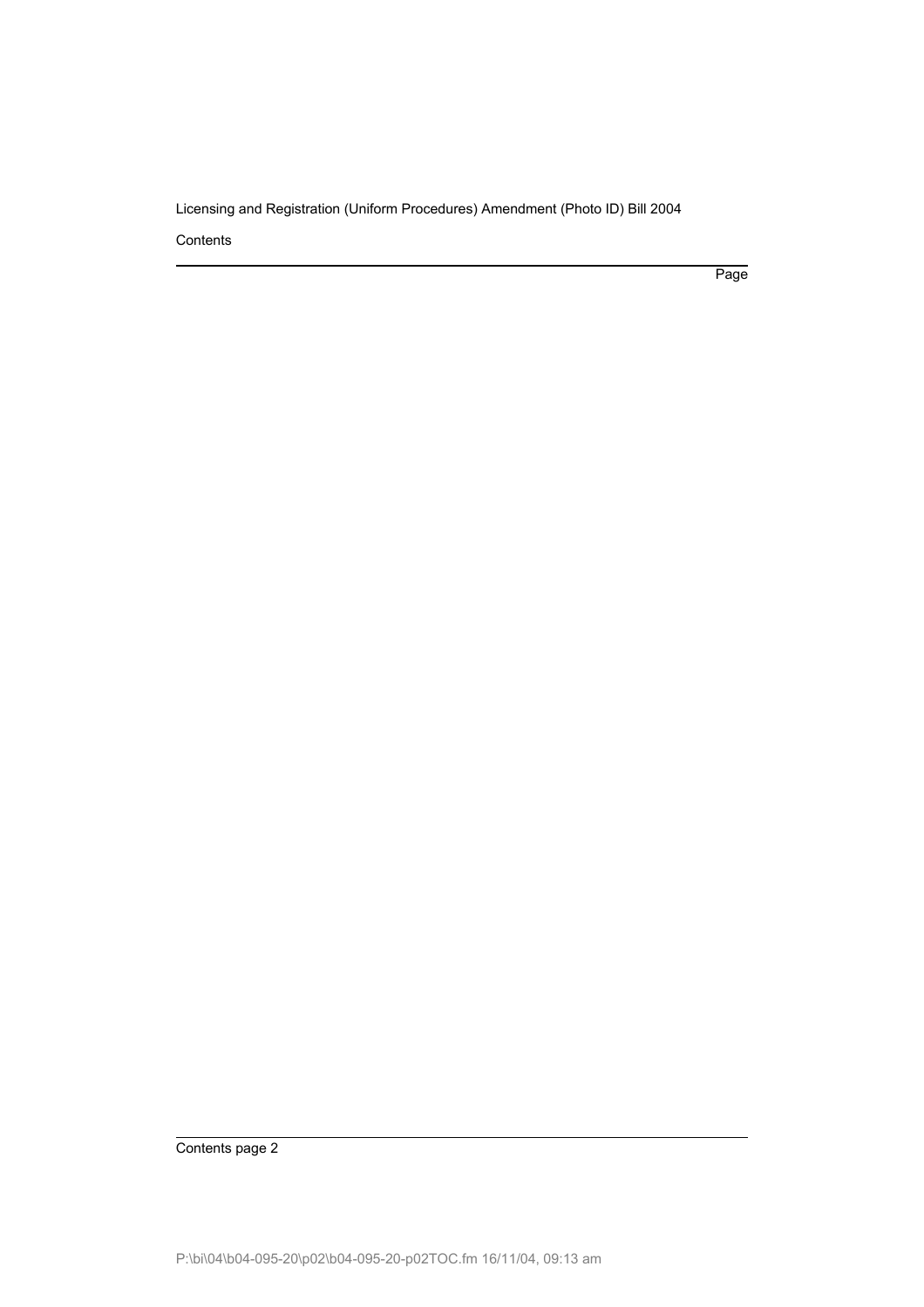Contents

Page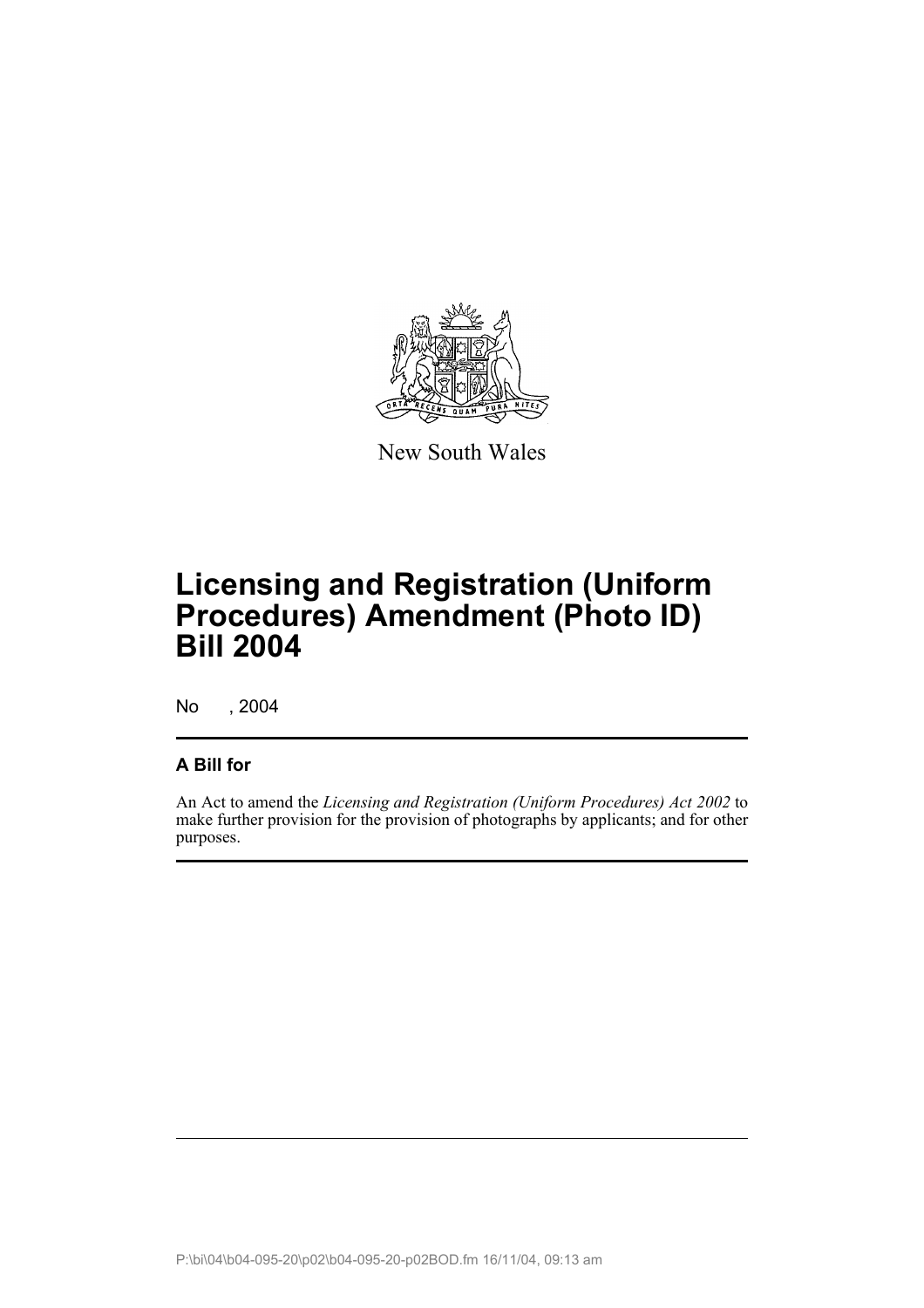New South Wales

# Licensing and Registration (Uniform Procedures) Amendment (Photo ID) Bill 2004

No , 2004

## A Bill for

An Act to amend the *Licensing and Registration (Uniform Procedures) Act 2002* to make further provision for the provision of photographs by applicants; and for other purposes.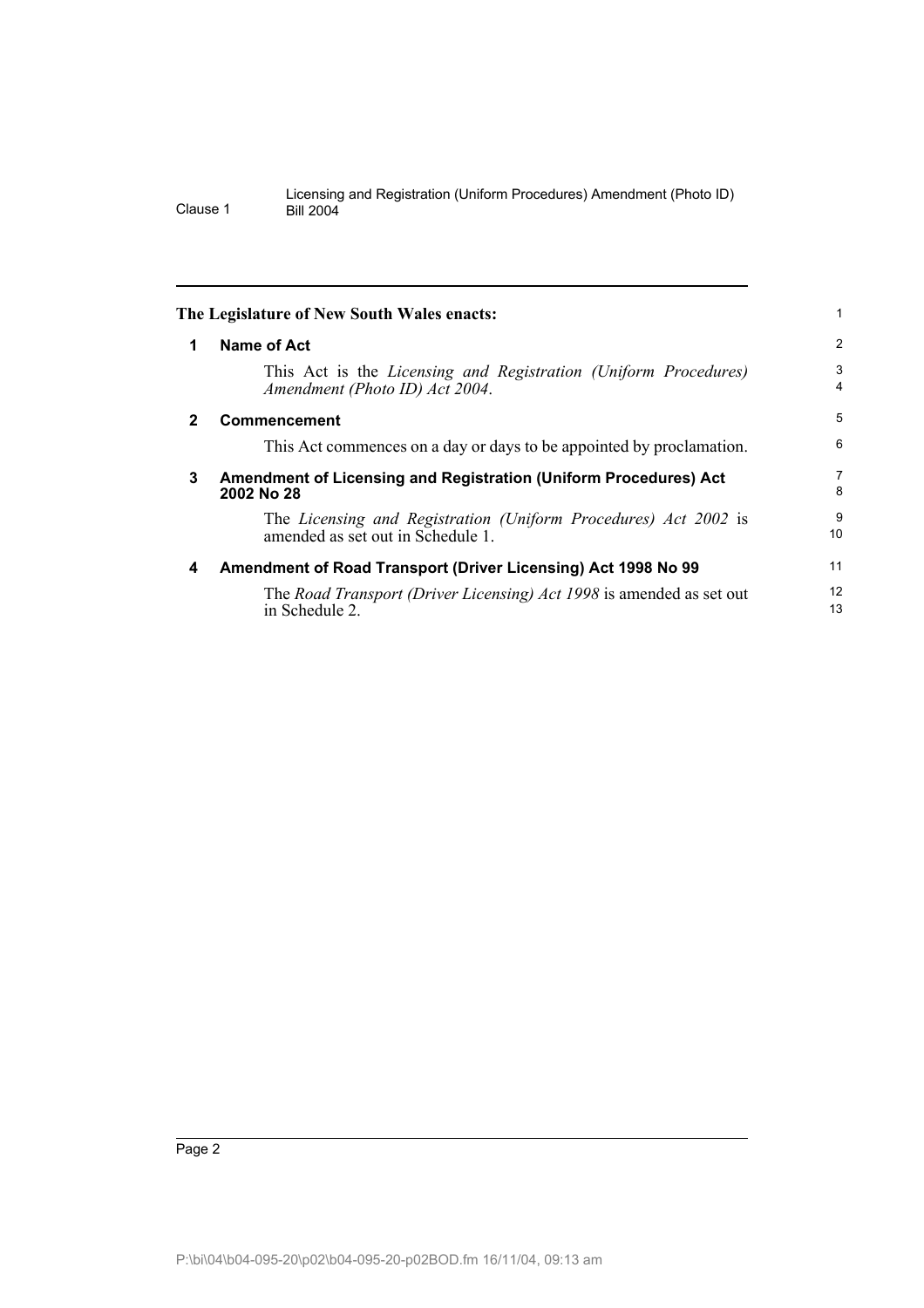The Legislature of New South Wales enacts:

## 1 Name of Act

This Act is the *Licensing and Registration (Uniform Procedures) Amendment (Photo ID) Act 2004*.

## 2 Commencement

This Act commences on a day or days to be appointed by proclamation.

## 3 Amendment of Licensing and Registration (Uniform Procedures) Act 2002 No 28

The *Licensing and Registration (Uniform Procedures) Act 2002* is amended as set out in Schedule 1.

## 4 Amendment of Road Transport (Driver Licensing) Act 1998 No 99

The *Road Transport (Driver Licensing) Act 1998* is amended as set out in Schedule 2.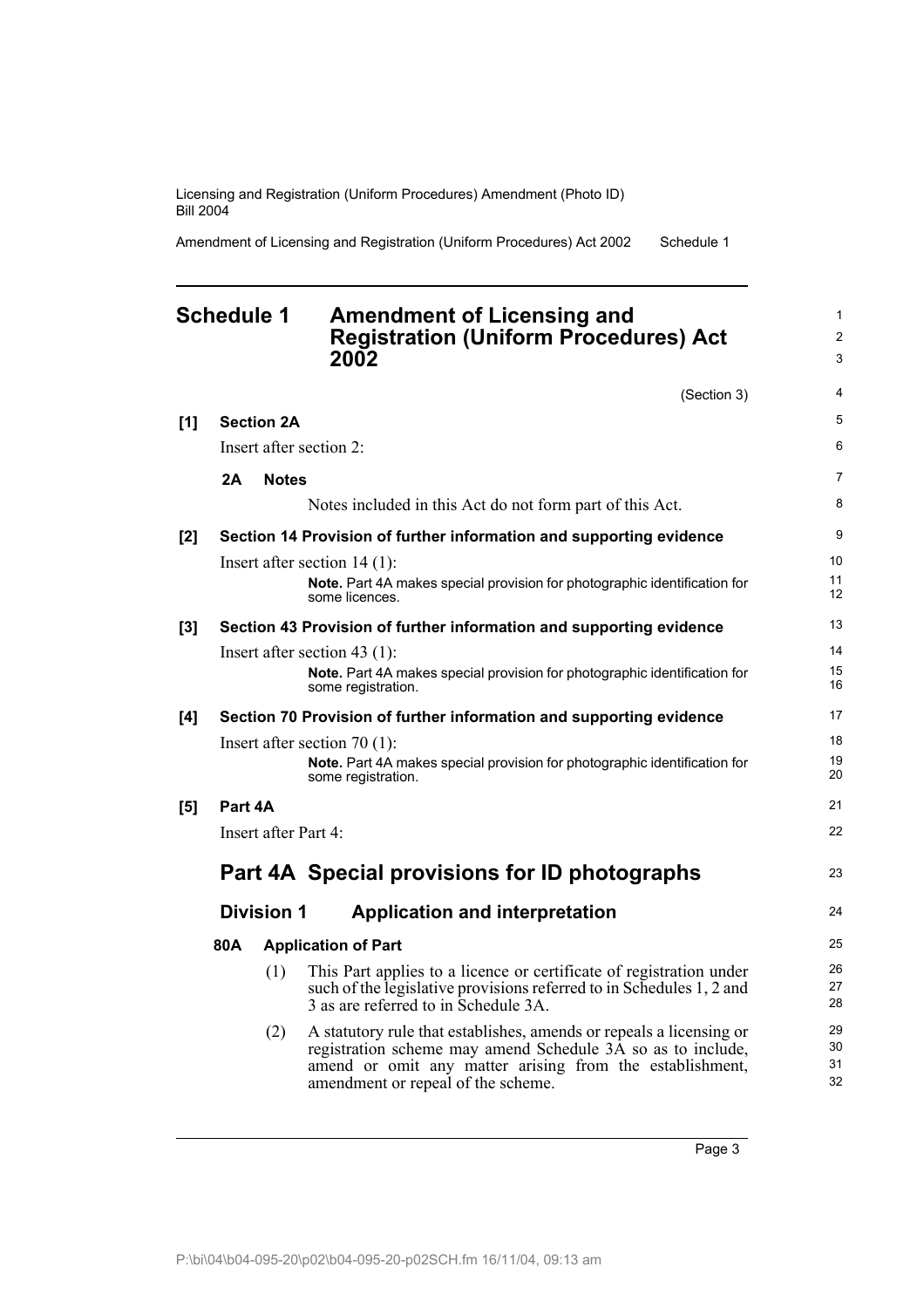## Schedule 1 Amendment of Licensing and Registration (Uniform Procedures) Act 2002

(Section 3)

**[1] Section 2A**

Insert after section 2:

**2A Notes**

Notes included in this Act do not form part of this Act.

**[2] Section 14 Provision of further information and supporting evidence**

Insert after section 14 (1):

**Note.** Part 4A makes special provision for photographic identification for some licences.

**[3] Section 43 Provision of further information and supporting evidence**

Insert after section 43 (1):

**Note.** Part 4A makes special provision for photographic identification for some registration.

**[4] Section 70 Provision of further information and supporting evidence**

Insert after section 70 (1):

**Note.** Part 4A makes special provision for photographic identification for some registration.

**[5] Part 4A**

Insert after Part 4:

## Part 4A Special provisions for ID photographs

### Division 1 Application and interpretation

**80A Application of Part**

(1) This Part applies to a licence or certificate of registration under such of the legislative provisions referred to in Schedules 1, 2 and 3 as are referred to in Schedule 3A.

(2) A statutory rule that establishes, amends or repeals a licensing or registration scheme may amend Schedule 3A so as to include, amend or omit any matter arising from the establishment, amendment or repeal of the scheme.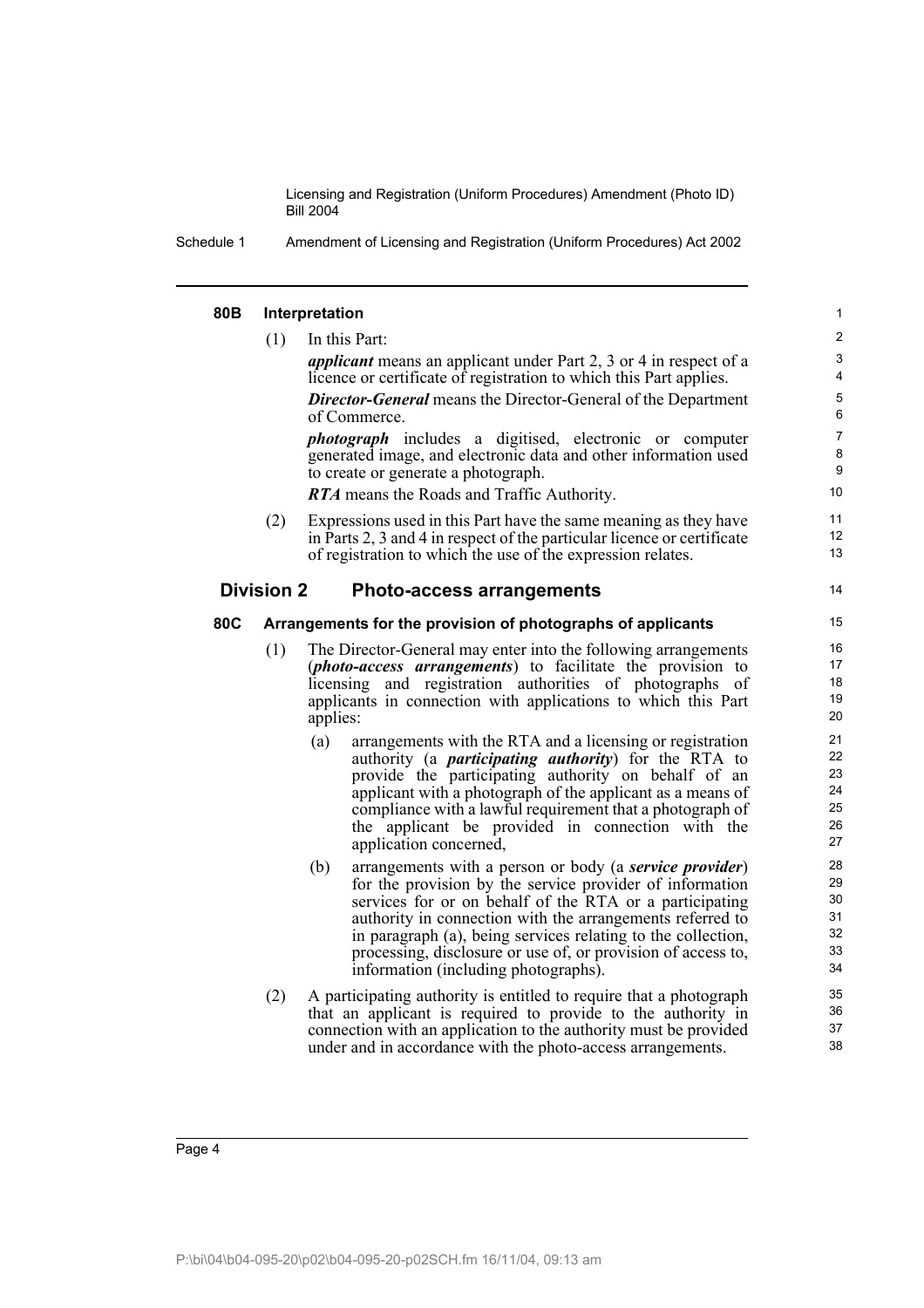### 80B Interpretation

(1) In this Part:

***applicant*** means an applicant under Part 2, 3 or 4 in respect of a licence or certificate of registration to which this Part applies.

***Director-General*** means the Director-General of the Department of Commerce.

***photograph*** includes a digitised, electronic or computer generated image, and electronic data and other information used to create or generate a photograph.

***RTA*** means the Roads and Traffic Authority.

(2) Expressions used in this Part have the same meaning as they have in Parts 2, 3 and 4 in respect of the particular licence or certificate of registration to which the use of the expression relates.

## Division 2 Photo-access arrangements

### 80C Arrangements for the provision of photographs of applicants

(1) The Director-General may enter into the following arrangements (***photo-access arrangements***) to facilitate the provision to licensing and registration authorities of photographs of applicants in connection with applications to which this Part applies:

(a) arrangements with the RTA and a licensing or registration authority (a ***participating authority***) for the RTA to provide the participating authority on behalf of an applicant with a photograph of the applicant as a means of compliance with a lawful requirement that a photograph of the applicant be provided in connection with the application concerned,

(b) arrangements with a person or body (a ***service provider***) for the provision by the service provider of information services for or on behalf of the RTA or a participating authority in connection with the arrangements referred to in paragraph (a), being services relating to the collection, processing, disclosure or use of, or provision of access to, information (including photographs).

(2) A participating authority is entitled to require that a photograph that an applicant is required to provide to the authority in connection with an application to the authority must be provided under and in accordance with the photo-access arrangements.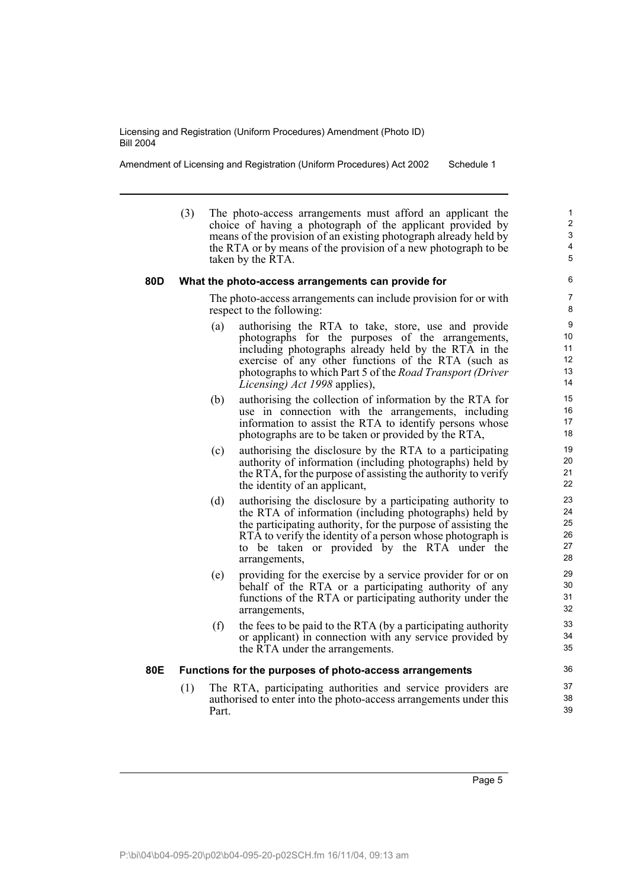(3) The photo-access arrangements must afford an applicant the choice of having a photograph of the applicant provided by means of the provision of an existing photograph already held by the RTA or by means of the provision of a new photograph to be taken by the RTA.

### 80D What the photo-access arrangements can provide for

The photo-access arrangements can include provision for or with respect to the following:

(a) authorising the RTA to take, store, use and provide photographs for the purposes of the arrangements, including photographs already held by the RTA in the exercise of any other functions of the RTA (such as photographs to which Part 5 of the *Road Transport (Driver Licensing) Act 1998* applies),

(b) authorising the collection of information by the RTA for use in connection with the arrangements, including information to assist the RTA to identify persons whose photographs are to be taken or provided by the RTA,

(c) authorising the disclosure by the RTA to a participating authority of information (including photographs) held by the RTA, for the purpose of assisting the authority to verify the identity of an applicant,

(d) authorising the disclosure by a participating authority to the RTA of information (including photographs) held by the participating authority, for the purpose of assisting the RTA to verify the identity of a person whose photograph is to be taken or provided by the RTA under the arrangements,

(e) providing for the exercise by a service provider for or on behalf of the RTA or a participating authority of any functions of the RTA or participating authority under the arrangements,

(f) the fees to be paid to the RTA (by a participating authority or applicant) in connection with any service provided by the RTA under the arrangements.

### 80E Functions for the purposes of photo-access arrangements

(1) The RTA, participating authorities and service providers are authorised to enter into the photo-access arrangements under this Part.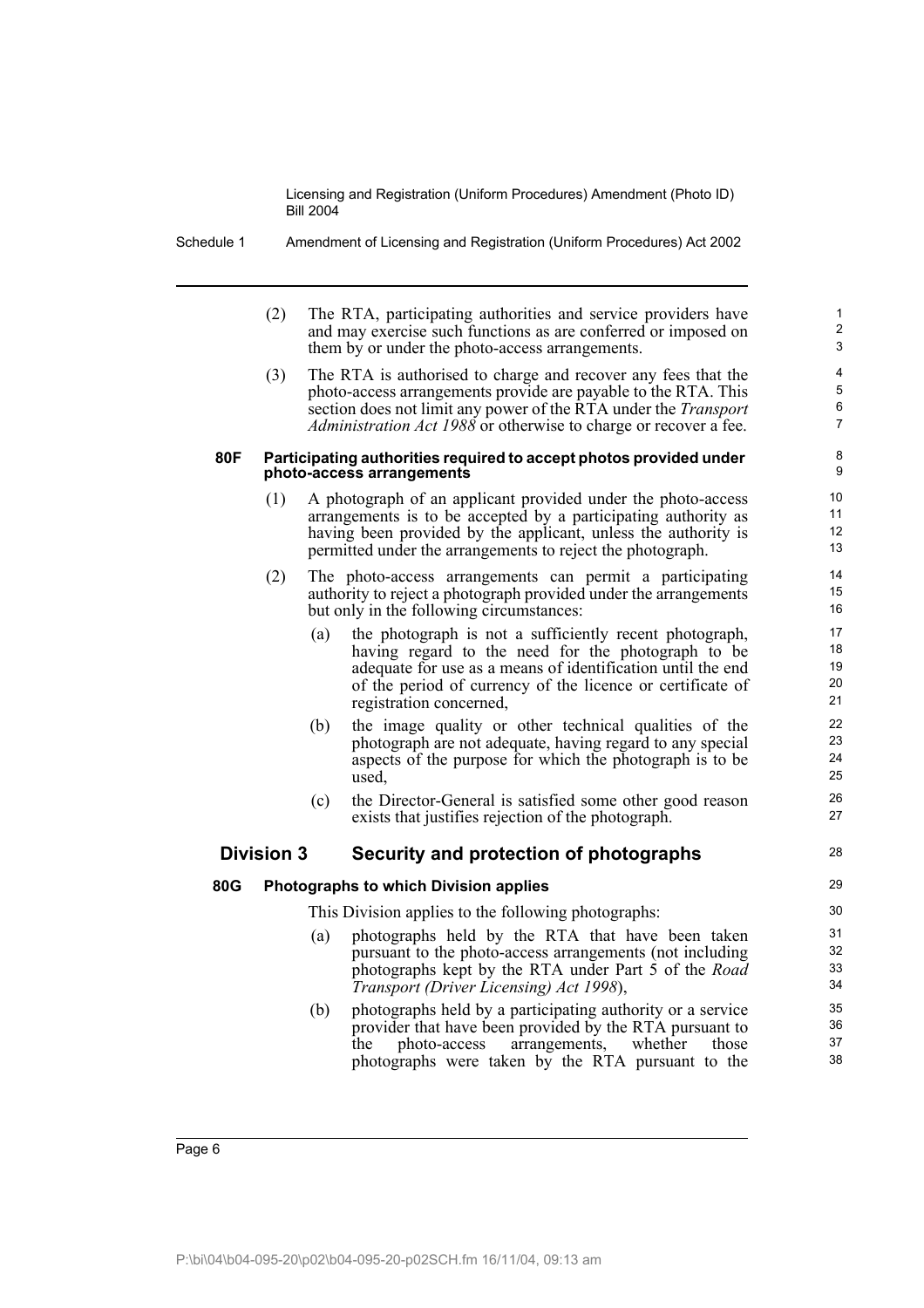(2) The RTA, participating authorities and service providers have and may exercise such functions as are conferred or imposed on them by or under the photo-access arrangements.

(3) The RTA is authorised to charge and recover any fees that the photo-access arrangements provide are payable to the RTA. This section does not limit any power of the RTA under the *Transport Administration Act 1988* or otherwise to charge or recover a fee.

**80F Participating authorities required to accept photos provided under photo-access arrangements**

(1) A photograph of an applicant provided under the photo-access arrangements is to be accepted by a participating authority as having been provided by the applicant, unless the authority is permitted under the arrangements to reject the photograph.

(2) The photo-access arrangements can permit a participating authority to reject a photograph provided under the arrangements but only in the following circumstances:

- (a) the photograph is not a sufficiently recent photograph, having regard to the need for the photograph to be adequate for use as a means of identification until the end of the period of currency of the licence or certificate of registration concerned,
- (b) the image quality or other technical qualities of the photograph are not adequate, having regard to any special aspects of the purpose for which the photograph is to be used,
- (c) the Director-General is satisfied some other good reason exists that justifies rejection of the photograph.

## Division 3 Security and protection of photographs

**80G Photographs to which Division applies**

This Division applies to the following photographs:

- (a) photographs held by the RTA that have been taken pursuant to the photo-access arrangements (not including photographs kept by the RTA under Part 5 of the *Road Transport (Driver Licensing) Act 1998*),
- (b) photographs held by a participating authority or a service provider that have been provided by the RTA pursuant to the photo-access arrangements, whether those photographs were taken by the RTA pursuant to the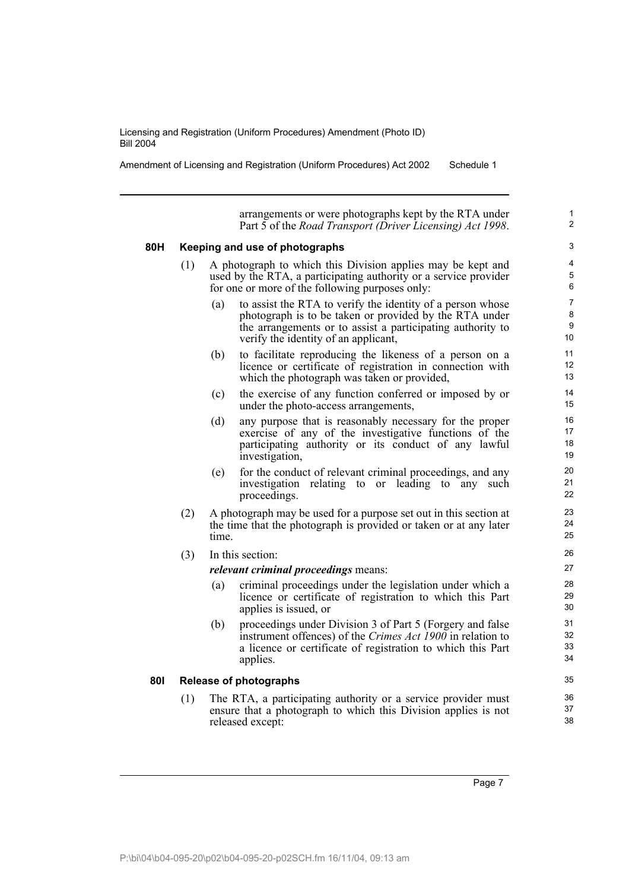arrangements or were photographs kept by the RTA under Part 5 of the *Road Transport (Driver Licensing) Act 1998*.

### 80H Keeping and use of photographs

(1) A photograph to which this Division applies may be kept and used by the RTA, a participating authority or a service provider for one or more of the following purposes only:

(a) to assist the RTA to verify the identity of a person whose photograph is to be taken or provided by the RTA under the arrangements or to assist a participating authority to verify the identity of an applicant,

(b) to facilitate reproducing the likeness of a person on a licence or certificate of registration in connection with which the photograph was taken or provided,

(c) the exercise of any function conferred or imposed by or under the photo-access arrangements,

(d) any purpose that is reasonably necessary for the proper exercise of any of the investigative functions of the participating authority or its conduct of any lawful investigation,

(e) for the conduct of relevant criminal proceedings, and any investigation relating to or leading to any such proceedings.

(2) A photograph may be used for a purpose set out in this section at the time that the photograph is provided or taken or at any later time.

(3) In this section:

***relevant criminal proceedings*** means:

(a) criminal proceedings under the legislation under which a licence or certificate of registration to which this Part applies is issued, or

(b) proceedings under Division 3 of Part 5 (Forgery and false instrument offences) of the *Crimes Act 1900* in relation to a licence or certificate of registration to which this Part applies.

### 80I Release of photographs

(1) The RTA, a participating authority or a service provider must ensure that a photograph to which this Division applies is not released except: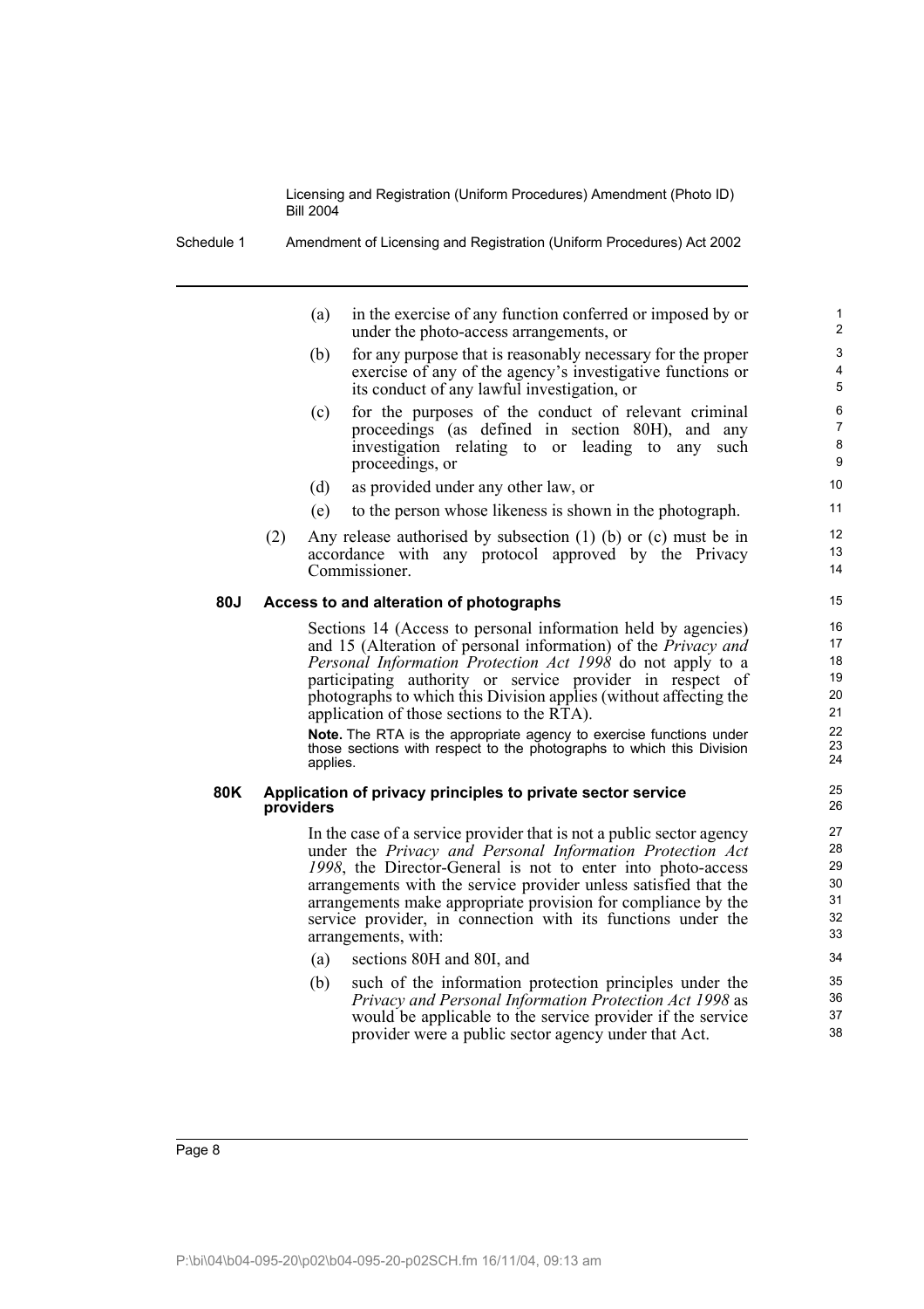(a) in the exercise of any function conferred or imposed by or under the photo-access arrangements, or

(b) for any purpose that is reasonably necessary for the proper exercise of any of the agency's investigative functions or its conduct of any lawful investigation, or

(c) for the purposes of the conduct of relevant criminal proceedings (as defined in section 80H), and any investigation relating to or leading to any such proceedings, or

(d) as provided under any other law, or

(e) to the person whose likeness is shown in the photograph.

(2) Any release authorised by subsection (1) (b) or (c) must be in accordance with any protocol approved by the Privacy Commissioner.

**80J Access to and alteration of photographs**

Sections 14 (Access to personal information held by agencies) and 15 (Alteration of personal information) of the *Privacy and Personal Information Protection Act 1998* do not apply to a participating authority or service provider in respect of photographs to which this Division applies (without affecting the application of those sections to the RTA).

**Note.** The RTA is the appropriate agency to exercise functions under those sections with respect to the photographs to which this Division applies.

**80K Application of privacy principles to private sector service providers**

In the case of a service provider that is not a public sector agency under the *Privacy and Personal Information Protection Act 1998*, the Director-General is not to enter into photo-access arrangements with the service provider unless satisfied that the arrangements make appropriate provision for compliance by the service provider, in connection with its functions under the arrangements, with:

(a) sections 80H and 80I, and

(b) such of the information protection principles under the *Privacy and Personal Information Protection Act 1998* as would be applicable to the service provider if the service provider were a public sector agency under that Act.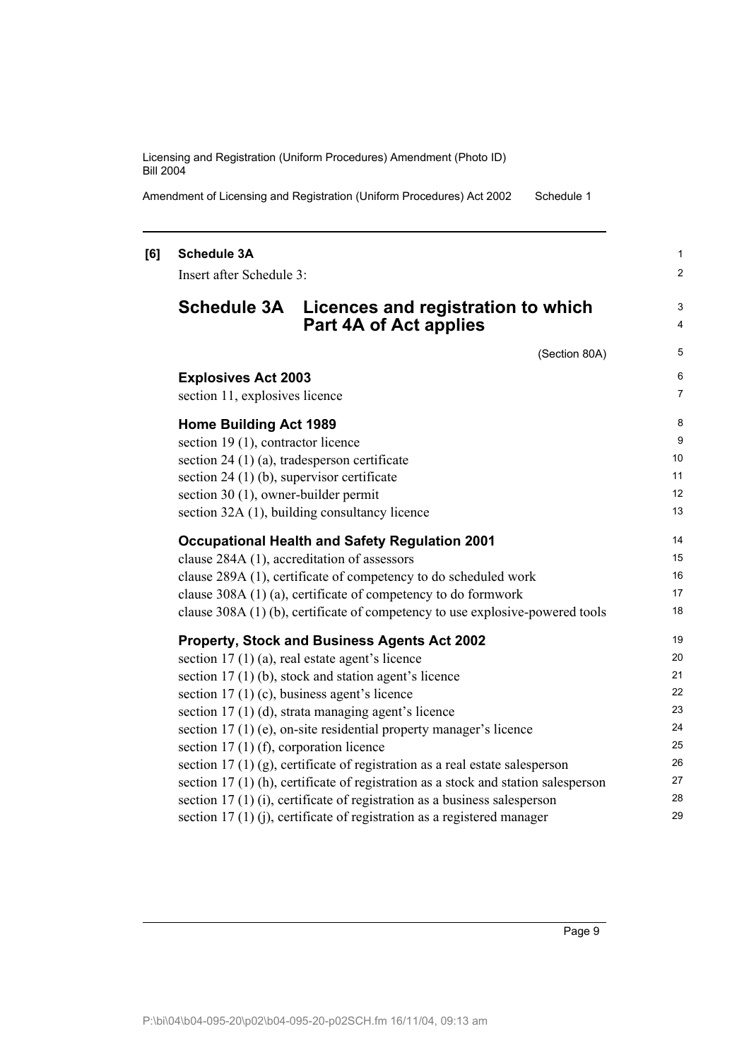**[6] Schedule 3A**

Insert after Schedule 3:

## Schedule 3A Licences and registration to which Part 4A of Act applies

(Section 80A)

### Explosives Act 2003

section 11, explosives licence

### Home Building Act 1989

section 19 (1), contractor licence
section 24 (1) (a), tradesperson certificate
section 24 (1) (b), supervisor certificate
section 30 (1), owner-builder permit
section 32A (1), building consultancy licence

### Occupational Health and Safety Regulation 2001

clause 284A (1), accreditation of assessors
clause 289A (1), certificate of competency to do scheduled work
clause 308A (1) (a), certificate of competency to do formwork
clause 308A (1) (b), certificate of competency to use explosive-powered tools

### Property, Stock and Business Agents Act 2002

section 17 (1) (a), real estate agent's licence
section 17 (1) (b), stock and station agent's licence
section 17 (1) (c), business agent's licence
section 17 (1) (d), strata managing agent's licence
section 17 (1) (e), on-site residential property manager's licence
section 17 (1) (f), corporation licence
section 17 (1) (g), certificate of registration as a real estate salesperson
section 17 (1) (h), certificate of registration as a stock and station salesperson
section 17 (1) (i), certificate of registration as a business salesperson
section 17 (1) (j), certificate of registration as a registered manager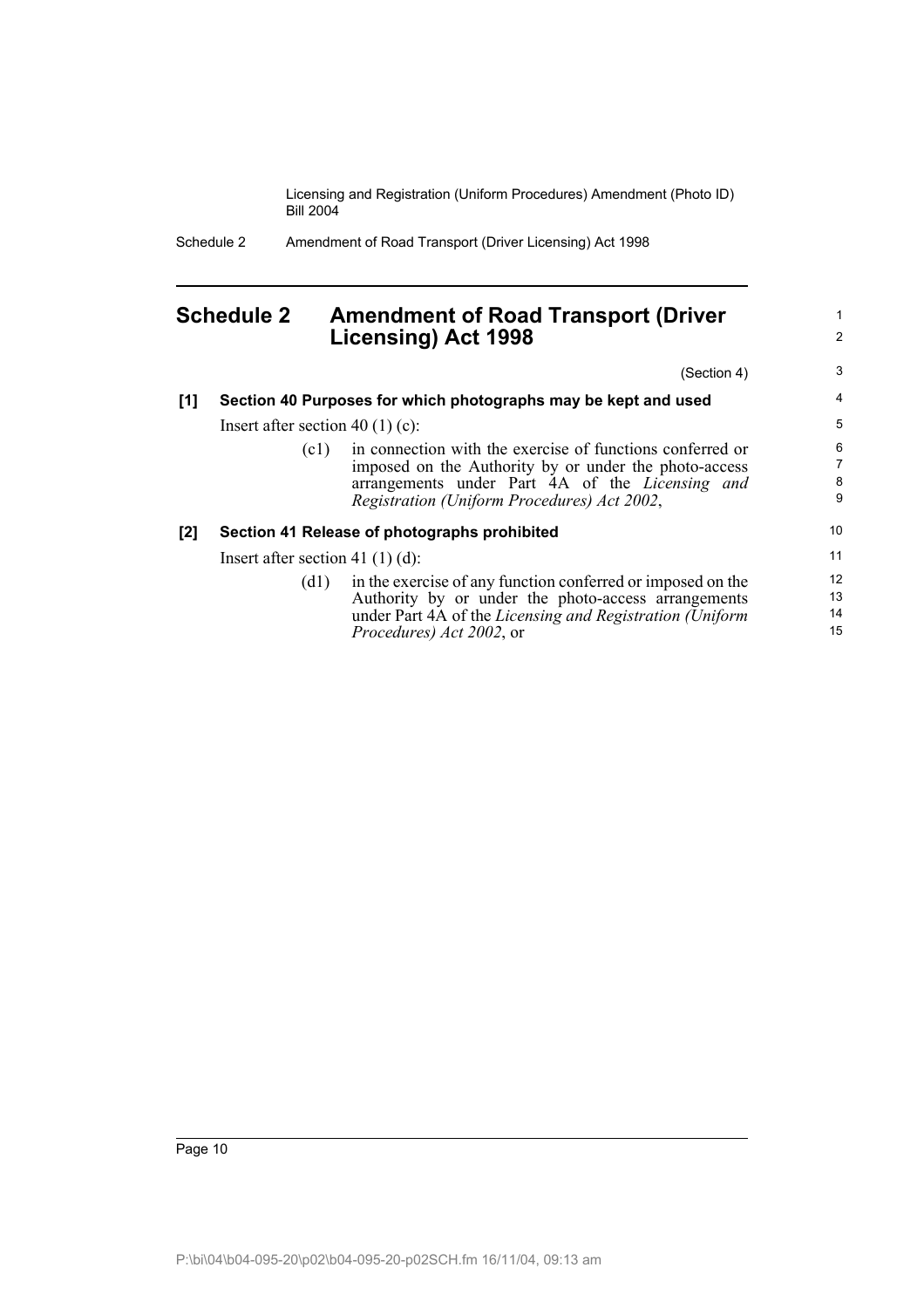## Schedule 2 Amendment of Road Transport (Driver Licensing) Act 1998

(Section 4)

**[1] Section 40 Purposes for which photographs may be kept and used**

Insert after section 40 (1) (c):

(c1) in connection with the exercise of functions conferred or imposed on the Authority by or under the photo-access arrangements under Part 4A of the *Licensing and Registration (Uniform Procedures) Act 2002*,

**[2] Section 41 Release of photographs prohibited**

Insert after section 41 (1) (d):

(d1) in the exercise of any function conferred or imposed on the Authority by or under the photo-access arrangements under Part 4A of the *Licensing and Registration (Uniform Procedures) Act 2002*, or